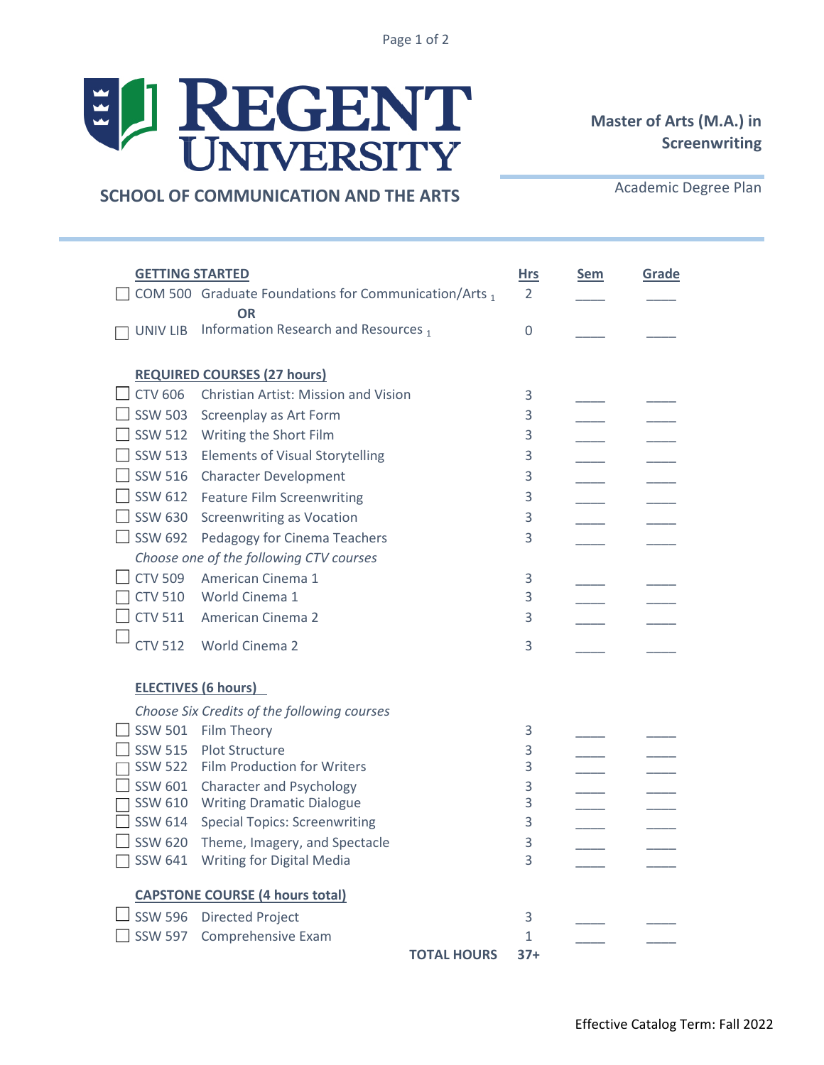# REGENT UNIVERSITY

## SCHOOL OF COMMUNICATION AND THE ARTS

**Master of Arts (M.A.) in Screenwriting**

Academic Degree Plan

| | | | Hrs | Sem | Grade |
|---|---|---|---|---|---|
| **GETTING STARTED** | | | | | |
| ☐ | COM 500 | Graduate Foundations for Communication/Arts [1] | 2 | ____ | ____ |
| | | **OR** | | | |
| ☐ | UNIV LIB | Information Research and Resources [1] | 0 | ____ | ____ |
| **REQUIRED COURSES (27 hours)** | | | | | |
| ☐ | CTV 606 | Christian Artist: Mission and Vision | 3 | ____ | ____ |
| ☐ | SSW 503 | Screenplay as Art Form | 3 | ____ | ____ |
| ☐ | SSW 512 | Writing the Short Film | 3 | ____ | ____ |
| ☐ | SSW 513 | Elements of Visual Storytelling | 3 | ____ | ____ |
| ☐ | SSW 516 | Character Development | 3 | ____ | ____ |
| ☐ | SSW 612 | Feature Film Screenwriting | 3 | ____ | ____ |
| ☐ | SSW 630 | Screenwriting as Vocation | 3 | ____ | ____ |
| ☐ | SSW 692 | Pedagogy for Cinema Teachers | 3 | ____ | ____ |
| *Choose one of the following CTV courses* | | | | | |
| ☐ | CTV 509 | American Cinema 1 | 3 | ____ | ____ |
| ☐ | CTV 510 | World Cinema 1 | 3 | ____ | ____ |
| ☐ | CTV 511 | American Cinema 2 | 3 | ____ | ____ |
| ☐ | CTV 512 | World Cinema 2 | 3 | ____ | ____ |
| **ELECTIVES (6 hours)** | | | | | |
| *Choose Six Credits of the following courses* | | | | | |
| ☐ | SSW 501 | Film Theory | 3 | ____ | ____ |
| ☐ | SSW 515 | Plot Structure | 3 | ____ | ____ |
| ☐ | SSW 522 | Film Production for Writers | 3 | ____ | ____ |
| ☐ | SSW 601 | Character and Psychology | 3 | ____ | ____ |
| ☐ | SSW 610 | Writing Dramatic Dialogue | 3 | ____ | ____ |
| ☐ | SSW 614 | Special Topics: Screenwriting | 3 | ____ | ____ |
| ☐ | SSW 620 | Theme, Imagery, and Spectacle | 3 | ____ | ____ |
| ☐ | SSW 641 | Writing for Digital Media | 3 | ____ | ____ |
| **CAPSTONE COURSE (4 hours total)** | | | | | |
| ☐ | SSW 596 | Directed Project | 3 | ____ | ____ |
| ☐ | SSW 597 | Comprehensive Exam | 1 | ____ | ____ |
| | | **TOTAL HOURS** | **37+** | | |

Effective Catalog Term: Fall 2022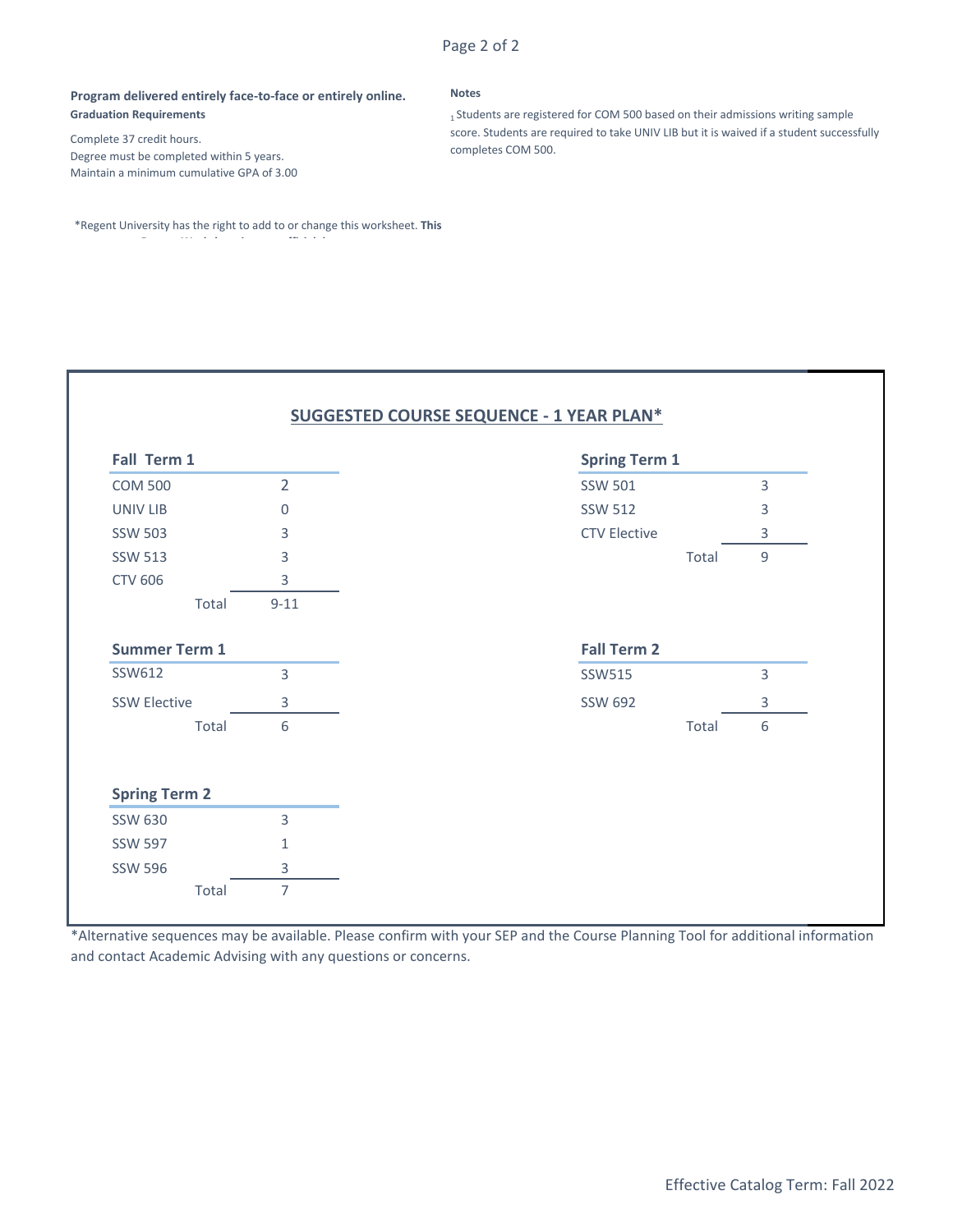**Program delivered entirely face-to-face or entirely online.**

**Graduation Requirements**

Complete 37 credit hours.
Degree must be completed within 5 years.
Maintain a minimum cumulative GPA of 3.00

**Notes**

[1] Students are registered for COM 500 based on their admissions writing sample score. Students are required to take UNIV LIB but it is waived if a student successfully completes COM 500.

*Regent University has the right to add to or change this worksheet. **This**

## SUGGESTED COURSE SEQUENCE - 1 YEAR PLAN*

**Fall Term 1**

| | |
|---|---|
| COM 500 | 2 |
| UNIV LIB | 0 |
| SSW 503 | 3 |
| SSW 513 | 3 |
| CTV 606 | 3 |
| Total | 9-11 |

**Spring Term 1**

| | |
|---|---|
| SSW 501 | 3 |
| SSW 512 | 3 |
| CTV Elective | 3 |
| Total | 9 |

**Summer Term 1**

| | |
|---|---|
| SSW612 | 3 |
| SSW Elective | 3 |
| Total | 6 |

**Fall Term 2**

| | |
|---|---|
| SSW515 | 3 |
| SSW 692 | 3 |
| Total | 6 |

**Spring Term 2**

| | |
|---|---|
| SSW 630 | 3 |
| SSW 597 | 1 |
| SSW 596 | 3 |
| Total | 7 |

*Alternative sequences may be available. Please confirm with your SEP and the Course Planning Tool for additional information and contact Academic Advising with any questions or concerns.

Effective Catalog Term: Fall 2022